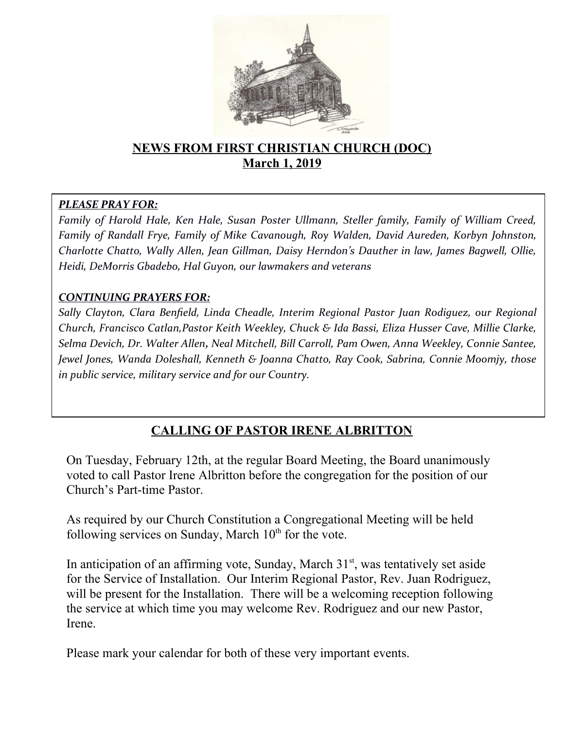# NEWS FROM FIRST CHRISTIAN CHURCH (DOC)
## March 1, 2019

***PLEASE PRAY FOR:***

*Family of Harold Hale, Ken Hale, Susan Poster Ullmann, Steller family, Family of William Creed, Family of Randall Frye, Family of Mike Cavanough, Roy Walden, David Aureden, Korbyn Johnston, Charlotte Chatto, Wally Allen, Jean Gillman, Daisy Herndon's Dauther in law, James Bagwell, Ollie, Heidi, DeMorris Gbadebo, Hal Guyon, our lawmakers and veterans*

***CONTINUING PRAYERS FOR:***

*Sally Clayton, Clara Benfield, Linda Cheadle, Interim Regional Pastor Juan Rodiguez, our Regional Church, Francisco Catlan,Pastor Keith Weekley, Chuck & Ida Bassi, Eliza Husser Cave, Millie Clarke, Selma Devich, Dr. Walter Allen, Neal Mitchell, Bill Carroll, Pam Owen, Anna Weekley, Connie Santee, Jewel Jones, Wanda Doleshall, Kenneth & Joanna Chatto, Ray Cook, Sabrina, Connie Moomjy, those in public service, military service and for our Country.*

## CALLING OF PASTOR IRENE ALBRITTON

On Tuesday, February 12th, at the regular Board Meeting, the Board unanimously voted to call Pastor Irene Albritton before the congregation for the position of our Church's Part-time Pastor.

As required by our Church Constitution a Congregational Meeting will be held following services on Sunday, March 10th for the vote.

In anticipation of an affirming vote, Sunday, March 31st, was tentatively set aside for the Service of Installation. Our Interim Regional Pastor, Rev. Juan Rodriguez, will be present for the Installation. There will be a welcoming reception following the service at which time you may welcome Rev. Rodriguez and our new Pastor, Irene.

Please mark your calendar for both of these very important events.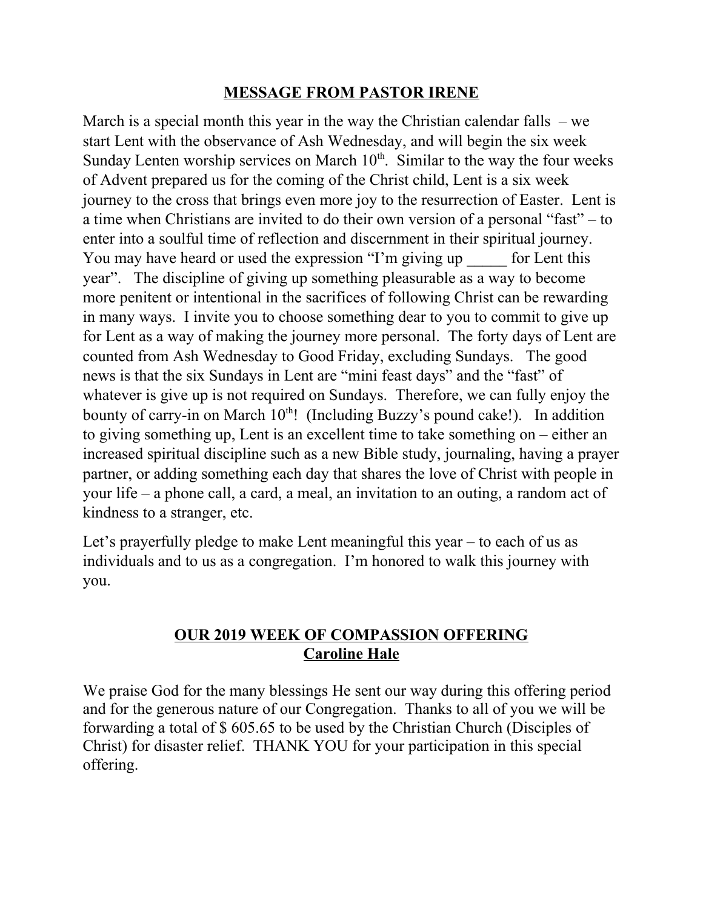## MESSAGE FROM PASTOR IRENE

March is a special month this year in the way the Christian calendar falls – we start Lent with the observance of Ash Wednesday, and will begin the six week Sunday Lenten worship services on March 10th. Similar to the way the four weeks of Advent prepared us for the coming of the Christ child, Lent is a six week journey to the cross that brings even more joy to the resurrection of Easter. Lent is a time when Christians are invited to do their own version of a personal "fast" – to enter into a soulful time of reflection and discernment in their spiritual journey. You may have heard or used the expression "I'm giving up _____ for Lent this year". The discipline of giving up something pleasurable as a way to become more penitent or intentional in the sacrifices of following Christ can be rewarding in many ways. I invite you to choose something dear to you to commit to give up for Lent as a way of making the journey more personal. The forty days of Lent are counted from Ash Wednesday to Good Friday, excluding Sundays. The good news is that the six Sundays in Lent are "mini feast days" and the "fast" of whatever is give up is not required on Sundays. Therefore, we can fully enjoy the bounty of carry-in on March 10th! (Including Buzzy's pound cake!). In addition to giving something up, Lent is an excellent time to take something on – either an increased spiritual discipline such as a new Bible study, journaling, having a prayer partner, or adding something each day that shares the love of Christ with people in your life – a phone call, a card, a meal, an invitation to an outing, a random act of kindness to a stranger, etc.

Let's prayerfully pledge to make Lent meaningful this year – to each of us as individuals and to us as a congregation. I'm honored to walk this journey with you.

## OUR 2019 WEEK OF COMPASSION OFFERING
### Caroline Hale

We praise God for the many blessings He sent our way during this offering period and for the generous nature of our Congregation. Thanks to all of you we will be forwarding a total of $ 605.65 to be used by the Christian Church (Disciples of Christ) for disaster relief. THANK YOU for your participation in this special offering.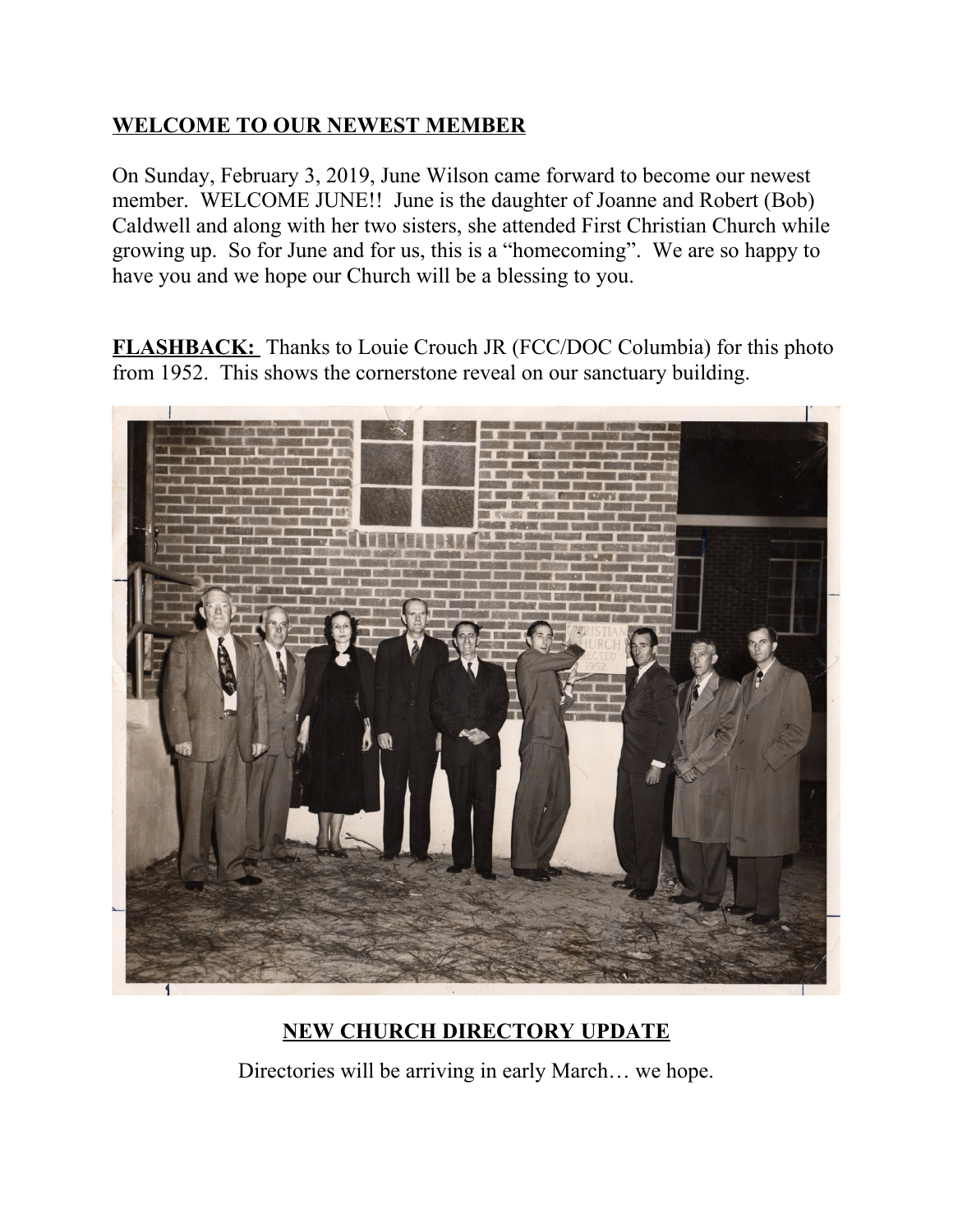## WELCOME TO OUR NEWEST MEMBER

On Sunday, February 3, 2019, June Wilson came forward to become our newest member. WELCOME JUNE!! June is the daughter of Joanne and Robert (Bob) Caldwell and along with her two sisters, she attended First Christian Church while growing up. So for June and for us, this is a "homecoming". We are so happy to have you and we hope our Church will be a blessing to you.

**FLASHBACK:** Thanks to Louie Crouch JR (FCC/DOC Columbia) for this photo from 1952. This shows the cornerstone reveal on our sanctuary building.

## NEW CHURCH DIRECTORY UPDATE

Directories will be arriving in early March… we hope.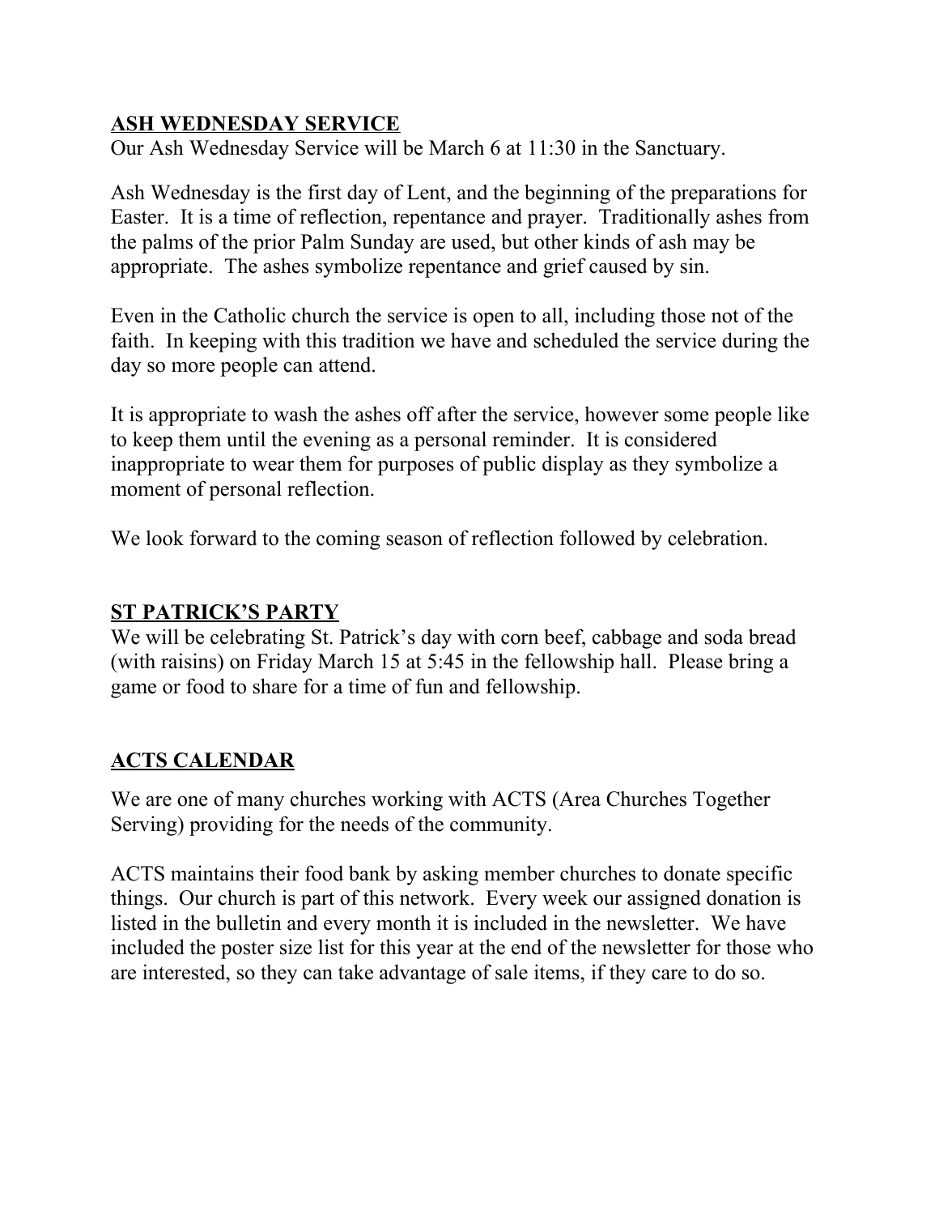## <u>ASH WEDNESDAY SERVICE</u>

Our Ash Wednesday Service will be March 6 at 11:30 in the Sanctuary.

Ash Wednesday is the first day of Lent, and the beginning of the preparations for Easter. It is a time of reflection, repentance and prayer. Traditionally ashes from the palms of the prior Palm Sunday are used, but other kinds of ash may be appropriate. The ashes symbolize repentance and grief caused by sin.

Even in the Catholic church the service is open to all, including those not of the faith. In keeping with this tradition we have and scheduled the service during the day so more people can attend.

It is appropriate to wash the ashes off after the service, however some people like to keep them until the evening as a personal reminder. It is considered inappropriate to wear them for purposes of public display as they symbolize a moment of personal reflection.

We look forward to the coming season of reflection followed by celebration.

## <u>ST PATRICK'S PARTY</u>

We will be celebrating St. Patrick's day with corn beef, cabbage and soda bread (with raisins) on Friday March 15 at 5:45 in the fellowship hall. Please bring a game or food to share for a time of fun and fellowship.

## <u>ACTS CALENDAR</u>

We are one of many churches working with ACTS (Area Churches Together Serving) providing for the needs of the community.

ACTS maintains their food bank by asking member churches to donate specific things. Our church is part of this network. Every week our assigned donation is listed in the bulletin and every month it is included in the newsletter. We have included the poster size list for this year at the end of the newsletter for those who are interested, so they can take advantage of sale items, if they care to do so.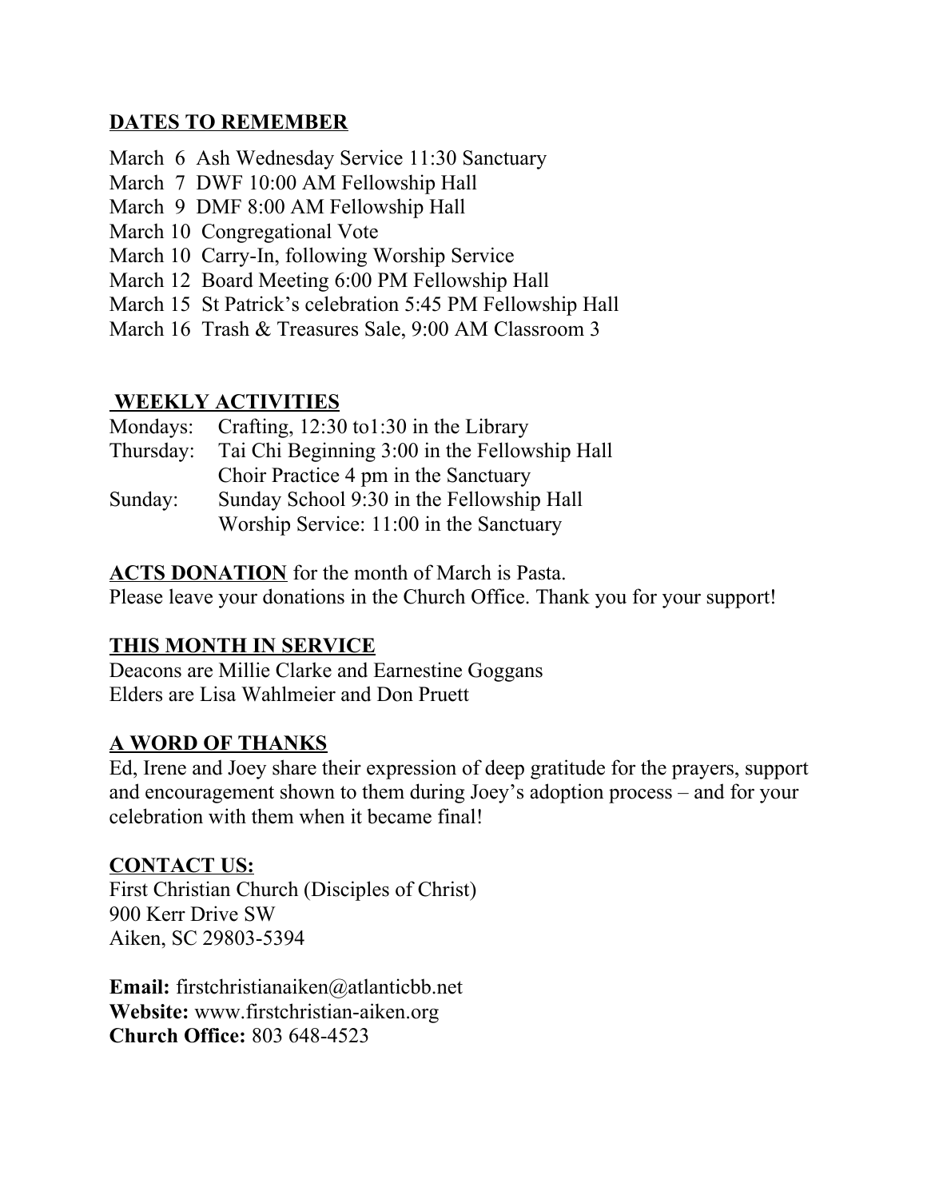**DATES TO REMEMBER**

March 6 Ash Wednesday Service 11:30 Sanctuary
March 7 DWF 10:00 AM Fellowship Hall
March 9 DMF 8:00 AM Fellowship Hall
March 10 Congregational Vote
March 10 Carry-In, following Worship Service
March 12 Board Meeting 6:00 PM Fellowship Hall
March 15 St Patrick's celebration 5:45 PM Fellowship Hall
March 16 Trash & Treasures Sale, 9:00 AM Classroom 3

**WEEKLY ACTIVITIES**

Mondays: Crafting, 12:30 to1:30 in the Library
Thursday: Tai Chi Beginning 3:00 in the Fellowship Hall
Choir Practice 4 pm in the Sanctuary
Sunday: Sunday School 9:30 in the Fellowship Hall
Worship Service: 11:00 in the Sanctuary

**ACTS DONATION** for the month of March is Pasta.
Please leave your donations in the Church Office. Thank you for your support!

**THIS MONTH IN SERVICE**

Deacons are Millie Clarke and Earnestine Goggans
Elders are Lisa Wahlmeier and Don Pruett

**A WORD OF THANKS**

Ed, Irene and Joey share their expression of deep gratitude for the prayers, support and encouragement shown to them during Joey's adoption process – and for your celebration with them when it became final!

**CONTACT US:**

First Christian Church (Disciples of Christ)
900 Kerr Drive SW
Aiken, SC 29803-5394

**Email:** firstchristianaiken@atlanticbb.net
**Website:** www.firstchristian-aiken.org
**Church Office:** 803 648-4523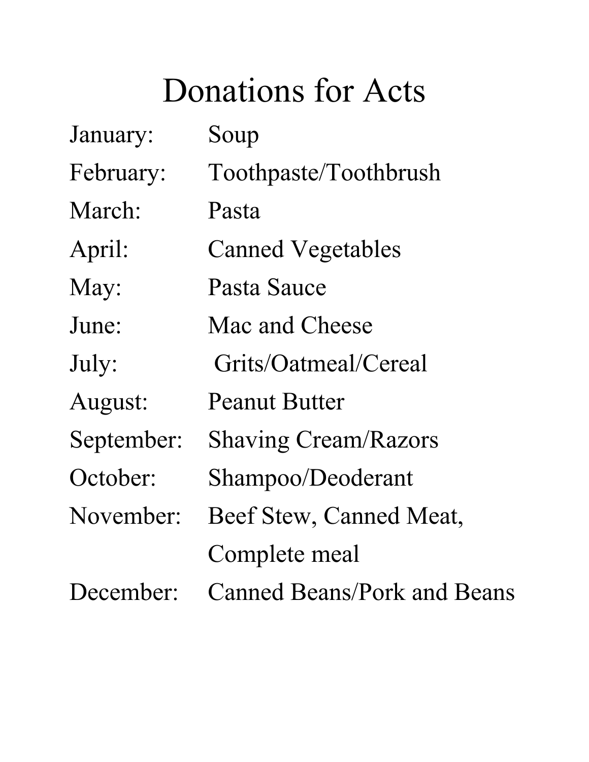# Donations for Acts

| | |
|---|---|
| January: | Soup |
| February: | Toothpaste/Toothbrush |
| March: | Pasta |
| April: | Canned Vegetables |
| May: | Pasta Sauce |
| June: | Mac and Cheese |
| July: | Grits/Oatmeal/Cereal |
| August: | Peanut Butter |
| September: | Shaving Cream/Razors |
| October: | Shampoo/Deoderant |
| November: | Beef Stew, Canned Meat, Complete meal |
| December: | Canned Beans/Pork and Beans |